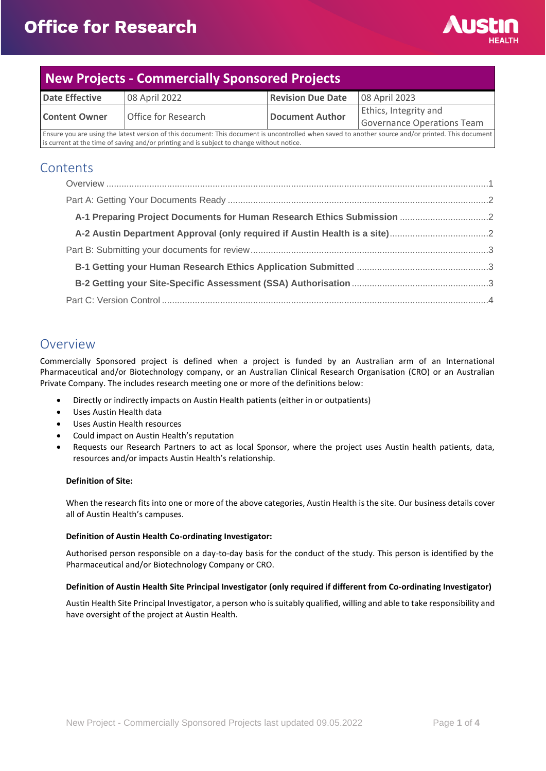# New Projects - Commercially Sponsored Projects

| Date Effective | 08 April 2022 | Revision Due Date | 08 April 2023 |
|---|---|---|---|
| Content Owner | Office for Research | Document Author | Ethics, Integrity and Governance Operations Team |

Ensure you are using the latest version of this document: This document is uncontrolled when saved to another source and/or printed. This document is current at the time of saving and/or printing and is subject to change without notice.

## Contents

- Overview ....................................................................................................................1
- Part A: Getting Your Documents Ready ......................................................................2
  - **A-1 Preparing Project Documents for Human Research Ethics Submission** ..........2
  - **A-2 Austin Department Approval (only required if Austin Health is a site)** ..........2
- Part B: Submitting your documents for review ............................................................3
  - **B-1 Getting your Human Research Ethics Application Submitted** ........................3
  - **B-2 Getting your Site-Specific Assessment (SSA) Authorisation** ..........................3
- Part C: Version Control ..............................................................................................4

## Overview

Commercially Sponsored project is defined when a project is funded by an Australian arm of an International Pharmaceutical and/or Biotechnology company, or an Australian Clinical Research Organisation (CRO) or an Australian Private Company. The includes research meeting one or more of the definitions below:

- Directly or indirectly impacts on Austin Health patients (either in or outpatients)
- Uses Austin Health data
- Uses Austin Health resources
- Could impact on Austin Health's reputation
- Requests our Research Partners to act as local Sponsor, where the project uses Austin health patients, data, resources and/or impacts Austin Health's relationship.

**Definition of Site:**

When the research fits into one or more of the above categories, Austin Health is the site. Our business details cover all of Austin Health's campuses.

**Definition of Austin Health Co-ordinating Investigator:**

Authorised person responsible on a day-to-day basis for the conduct of the study. This person is identified by the Pharmaceutical and/or Biotechnology Company or CRO.

**Definition of Austin Health Site Principal Investigator (only required if different from Co-ordinating Investigator)**

Austin Health Site Principal Investigator, a person who is suitably qualified, willing and able to take responsibility and have oversight of the project at Austin Health.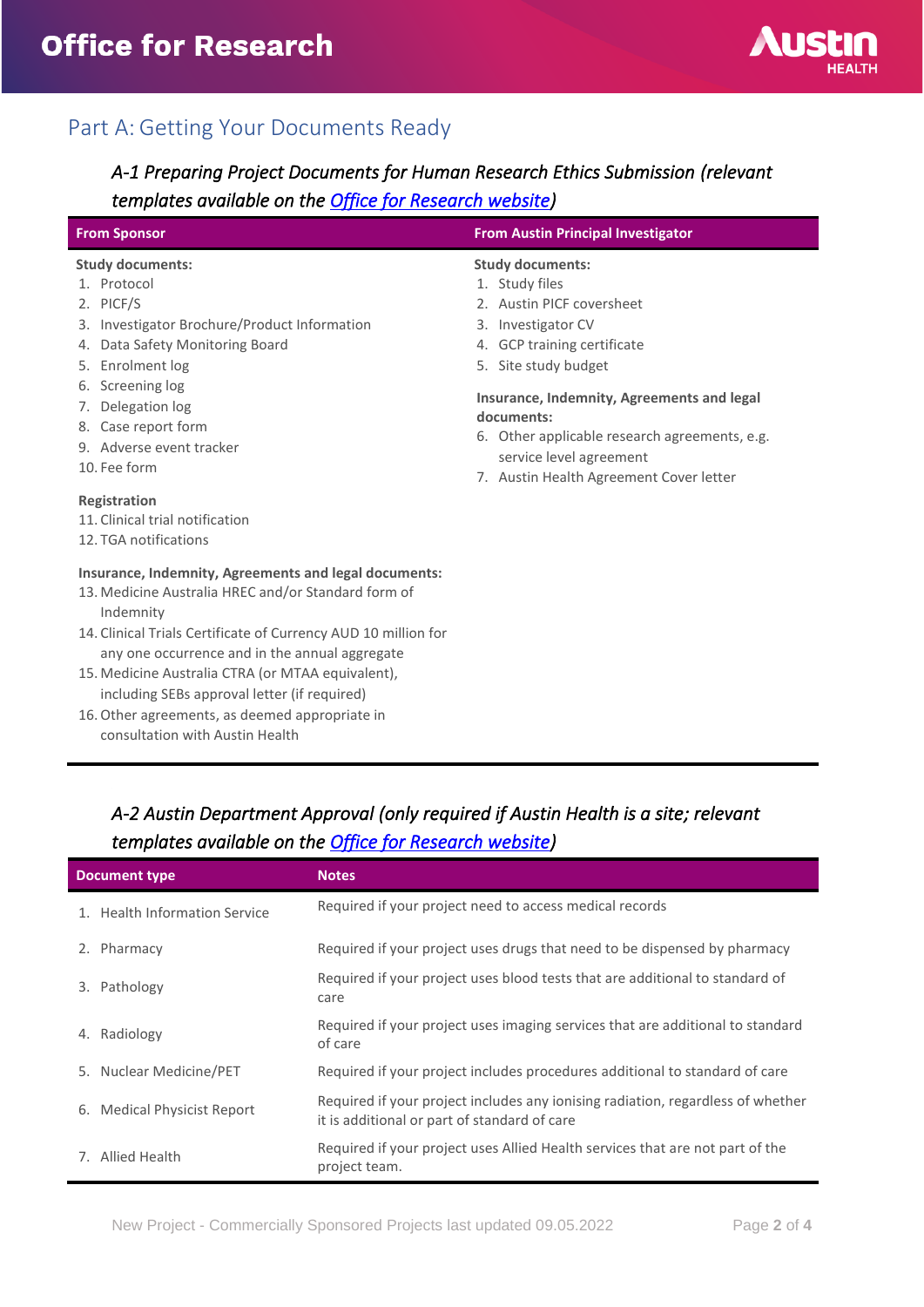## Part A: Getting Your Documents Ready

### *A-1 Preparing Project Documents for Human Research Ethics Submission (relevant templates available on the [Office for Research website](#))*

| From Sponsor | From Austin Principal Investigator |
|---|---|
| **Study documents:**<br>1. Protocol<br>2. PICF/S<br>3. Investigator Brochure/Product Information<br>4. Data Safety Monitoring Board<br>5. Enrolment log<br>6. Screening log<br>7. Delegation log<br>8. Case report form<br>9. Adverse event tracker<br>10. Fee form<br><br>**Registration**<br>11. Clinical trial notification<br>12. TGA notifications<br><br>**Insurance, Indemnity, Agreements and legal documents:**<br>13. Medicine Australia HREC and/or Standard form of Indemnity<br>14. Clinical Trials Certificate of Currency AUD 10 million for any one occurrence and in the annual aggregate<br>15. Medicine Australia CTRA (or MTAA equivalent), including SEBs approval letter (if required)<br>16. Other agreements, as deemed appropriate in consultation with Austin Health | **Study documents:**<br>1. Study files<br>2. Austin PICF coversheet<br>3. Investigator CV<br>4. GCP training certificate<br>5. Site study budget<br><br>**Insurance, Indemnity, Agreements and legal documents:**<br>6. Other applicable research agreements, e.g. service level agreement<br>7. Austin Health Agreement Cover letter |

### *A-2 Austin Department Approval (only required if Austin Health is a site; relevant templates available on the [Office for Research website](#))*

| Document type | Notes |
|---|---|
| 1. Health Information Service | Required if your project need to access medical records |
| 2. Pharmacy | Required if your project uses drugs that need to be dispensed by pharmacy |
| 3. Pathology | Required if your project uses blood tests that are additional to standard of care |
| 4. Radiology | Required if your project uses imaging services that are additional to standard of care |
| 5. Nuclear Medicine/PET | Required if your project includes procedures additional to standard of care |
| 6. Medical Physicist Report | Required if your project includes any ionising radiation, regardless of whether it is additional or part of standard of care |
| 7. Allied Health | Required if your project uses Allied Health services that are not part of the project team. |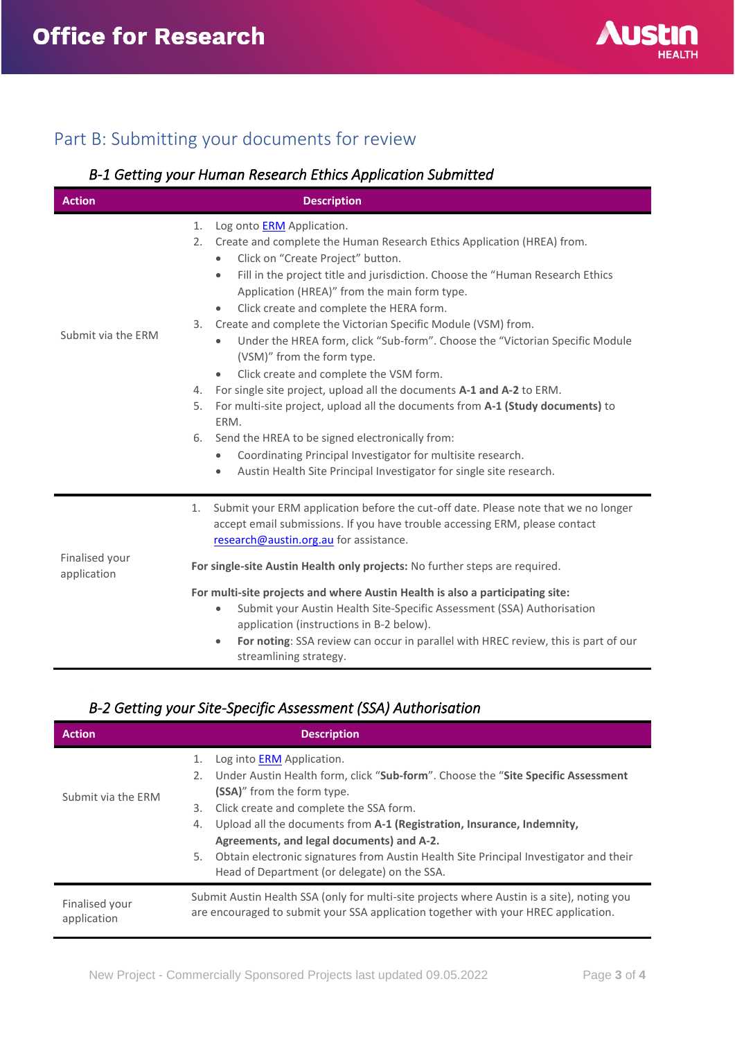## Part B: Submitting your documents for review

### *B-1 Getting your Human Research Ethics Application Submitted*

| Action | Description |
|---|---|
| Submit via the ERM | 1. Log onto [ERM](#) Application.<br>2. Create and complete the Human Research Ethics Application (HREA) from.<br>• Click on "Create Project" button.<br>• Fill in the project title and jurisdiction. Choose the "Human Research Ethics Application (HREA)" from the main form type.<br>• Click create and complete the HERA form.<br>3. Create and complete the Victorian Specific Module (VSM) from.<br>• Under the HREA form, click "Sub-form". Choose the "Victorian Specific Module (VSM)" from the form type.<br>• Click create and complete the VSM form.<br>4. For single site project, upload all the documents **A-1 and A-2** to ERM.<br>5. For multi-site project, upload all the documents from **A-1 (Study documents)** to ERM.<br>6. Send the HREA to be signed electronically from:<br>• Coordinating Principal Investigator for multisite research.<br>• Austin Health Site Principal Investigator for single site research. |
| Finalised your application | 1. Submit your ERM application before the cut-off date. Please note that we no longer accept email submissions. If you have trouble accessing ERM, please contact research@austin.org.au for assistance.<br><br>**For single-site Austin Health only projects:** No further steps are required.<br><br>**For multi-site projects and where Austin Health is also a participating site:**<br>• Submit your Austin Health Site-Specific Assessment (SSA) Authorisation application (instructions in B-2 below).<br>• **For noting**: SSA review can occur in parallel with HREC review, this is part of our streamlining strategy. |

### *B-2 Getting your Site-Specific Assessment (SSA) Authorisation*

| Action | Description |
|---|---|
| Submit via the ERM | 1. Log into [ERM](#) Application.<br>2. Under Austin Health form, click "**Sub-form**". Choose the "**Site Specific Assessment (SSA)**" from the form type.<br>3. Click create and complete the SSA form.<br>4. Upload all the documents from **A-1 (Registration, Insurance, Indemnity, Agreements, and legal documents) and A-2.**<br>5. Obtain electronic signatures from Austin Health Site Principal Investigator and their Head of Department (or delegate) on the SSA. |
| Finalised your application | Submit Austin Health SSA (only for multi-site projects where Austin is a site), noting you are encouraged to submit your SSA application together with your HREC application. |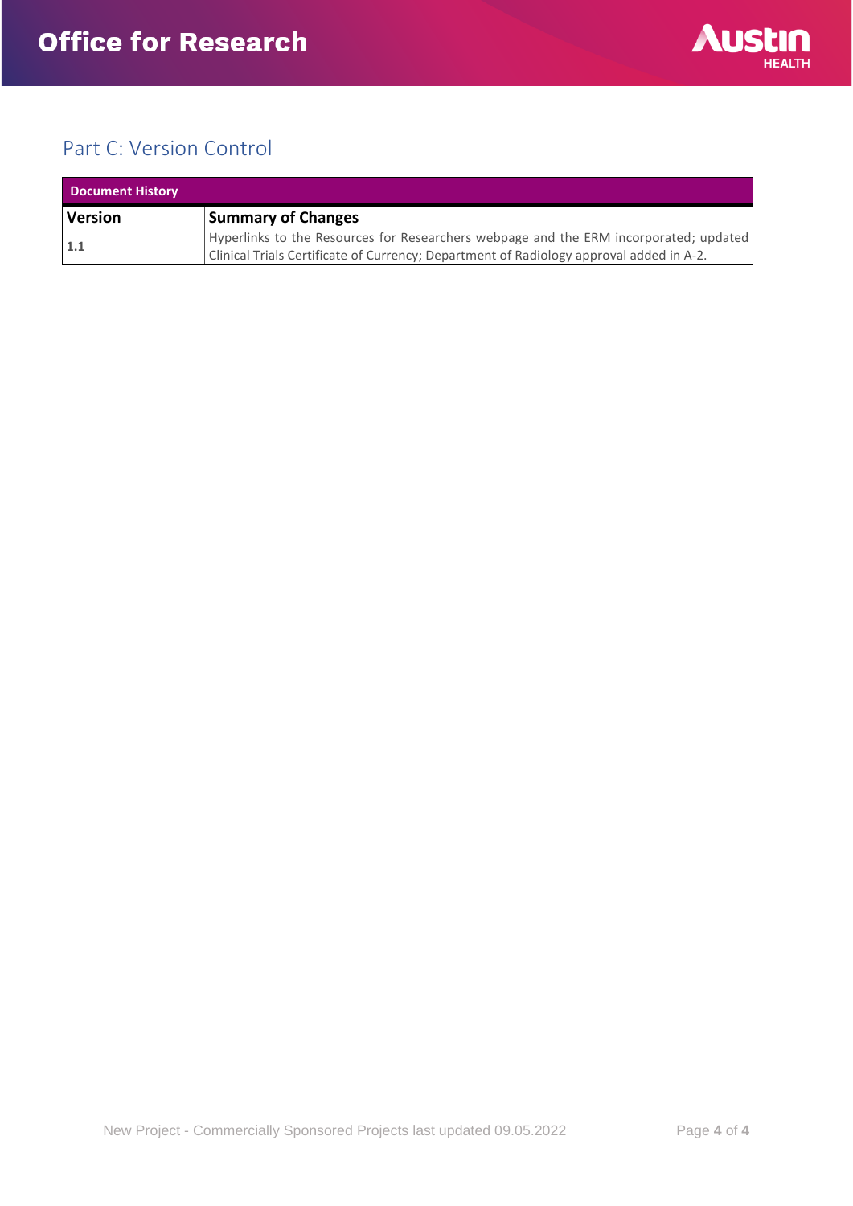## Part C: Version Control

| Document History | |
|---|---|
| **Version** | **Summary of Changes** |
| **1.1** | Hyperlinks to the Resources for Researchers webpage and the ERM incorporated; updated Clinical Trials Certificate of Currency; Department of Radiology approval added in A-2. |